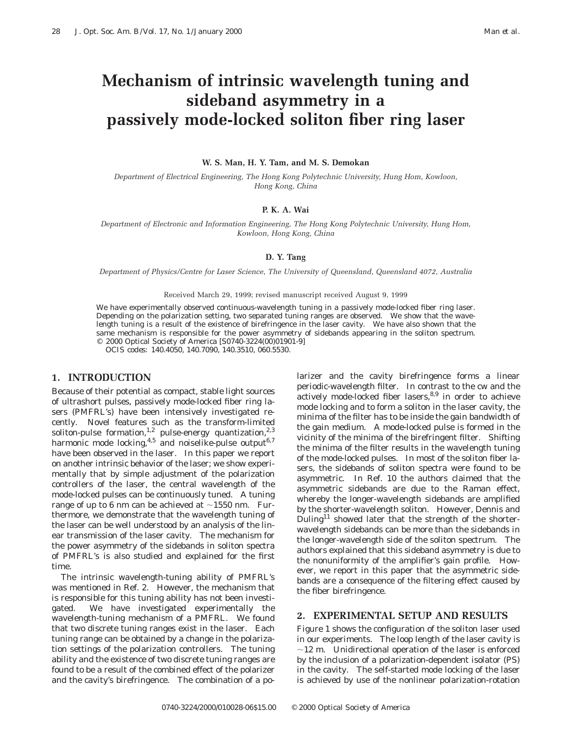# Mechanism of intrinsic wavelength tuning and sideband asymmetry in a passively mode-locked soliton fiber ring laser

**W. S. Man, H. Y. Tam, and M. S. Demokan**

*Department of Electrical Engineering, The Hong Kong Polytechnic University, Hung Hom, Kowloon, Hong Kong, China*

**P. K. A. Wai**

*Department of Electronic and Information Engineering, The Hong Kong Polytechnic University, Hung Hom, Kowloon, Hong Kong, China*

**D. Y. Tang**

*Department of Physics/Centre for Laser Science, The University of Queensland, Queensland 4072, Australia*

Received March 29, 1999; revised manuscript received August 9, 1999

We have experimentally observed continuous-wavelength tuning in a passively mode-locked fiber ring laser. Depending on the polarization setting, two separated tuning ranges are observed. We show that the wavelength tuning is a result of the existence of birefringence in the laser cavity. We have also shown that the same mechanism is responsible for the power asymmetry of sidebands appearing in the soliton spectrum. © 2000 Optical Society of America [S0740-3224(00)01901-9]

OCIS codes: 140.4050, 140.7090, 140.3510, 060.5530.

## 1. INTRODUCTION

Because of their potential as compact, stable light sources of ultrashort pulses, passively mode-locked fiber ring lasers (PMFRL's) have been intensively investigated recently. Novel features such as the transform-limited soliton-pulse formation,[1,2] pulse-energy quantization,[2,3] harmonic mode locking,[4,5] and noiselike-pulse output[6,7] have been observed in the laser. In this paper we report on another intrinsic behavior of the laser; we show experimentally that by simple adjustment of the polarization controllers of the laser, the central wavelength of the mode-locked pulses can be continuously tuned. A tuning range of up to 6 nm can be achieved at ~1550 nm. Furthermore, we demonstrate that the wavelength tuning of the laser can be well understood by an analysis of the linear transmission of the laser cavity. The mechanism for the power asymmetry of the sidebands in soliton spectra of PMFRL's is also studied and explained for the first time.

The intrinsic wavelength-tuning ability of PMFRL's was mentioned in Ref. 2. However, the mechanism that is responsible for this tuning ability has not been investigated. We have investigated experimentally the wavelength-tuning mechanism of a PMFRL. We found that two discrete tuning ranges exist in the laser. Each tuning range can be obtained by a change in the polarization settings of the polarization controllers. The tuning ability and the existence of two discrete tuning ranges are found to be a result of the combined effect of the polarizer and the cavity's birefringence. The combination of a polarizer and the cavity birefringence forms a linear periodic-wavelength filter. In contrast to the cw and the actively mode-locked fiber lasers,[8,9] in order to achieve mode locking and to form a soliton in the laser cavity, the minima of the filter has to be inside the gain bandwidth of the gain medium. A mode-locked pulse is formed in the vicinity of the minima of the birefringent filter. Shifting the minima of the filter results in the wavelength tuning of the mode-locked pulses. In most of the soliton fiber lasers, the sidebands of soliton spectra were found to be asymmetric. In Ref. 10 the authors claimed that the asymmetric sidebands are due to the Raman effect, whereby the longer-wavelength sidebands are amplified by the shorter-wavelength soliton. However, Dennis and Duling[11] showed later that the strength of the shorter-wavelength sidebands can be more than the sidebands in the longer-wavelength side of the soliton spectrum. The authors explained that this sideband asymmetry is due to the nonuniformity of the amplifier's gain profile. However, we report in this paper that the asymmetric sidebands are a consequence of the filtering effect caused by the fiber birefringence.

## 2. EXPERIMENTAL SETUP AND RESULTS

Figure 1 shows the configuration of the soliton laser used in our experiments. The loop length of the laser cavity is ~12 m. Unidirectional operation of the laser is enforced by the inclusion of a polarization-dependent isolator (PS) in the cavity. The self-started mode locking of the laser is achieved by use of the nonlinear polarization-rotation

0740-3224/2000/010028-06$15.00 © 2000 Optical Society of America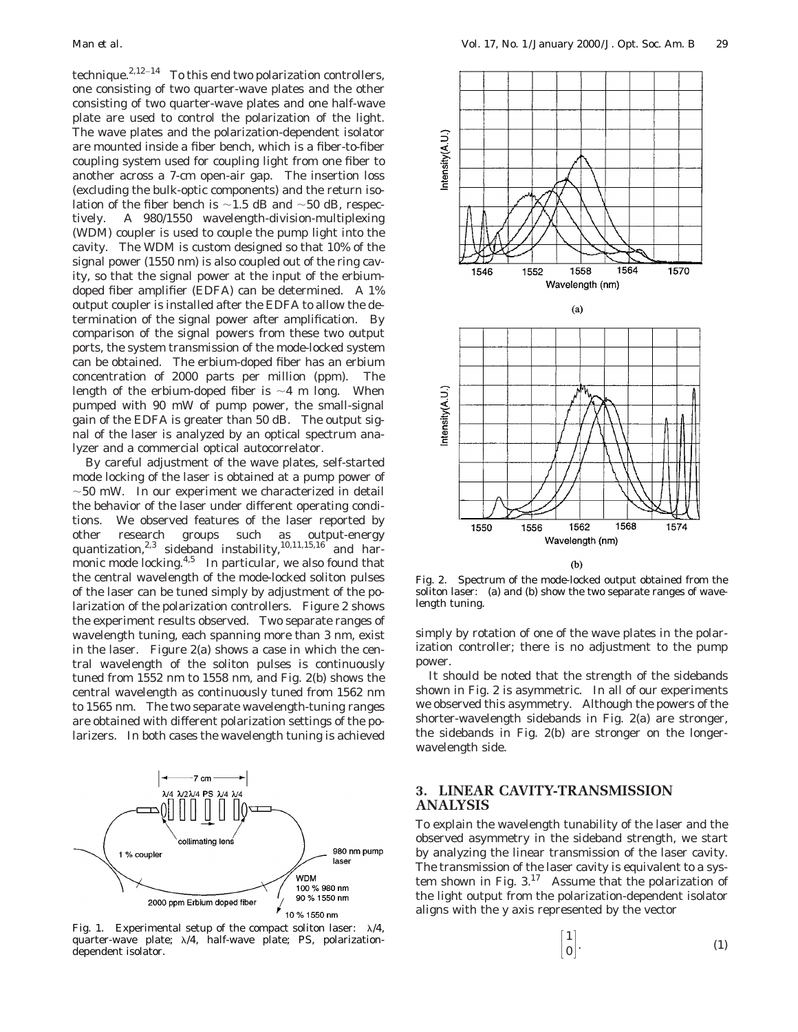technique.[2,12–14] To this end two polarization controllers, one consisting of two quarter-wave plates and the other consisting of two quarter-wave plates and one half-wave plate are used to control the polarization of the light. The wave plates and the polarization-dependent isolator are mounted inside a fiber bench, which is a fiber-to-fiber coupling system used for coupling light from one fiber to another across a 7-cm open-air gap. The insertion loss (excluding the bulk-optic components) and the return isolation of the fiber bench is ~1.5 dB and ~50 dB, respectively. A 980/1550 wavelength-division-multiplexing (WDM) coupler is used to couple the pump light into the cavity. The WDM is custom designed so that 10% of the signal power (1550 nm) is also coupled out of the ring cavity, so that the signal power at the input of the erbium-doped fiber amplifier (EDFA) can be determined. A 1% output coupler is installed after the EDFA to allow the determination of the signal power after amplification. By comparison of the signal powers from these two output ports, the system transmission of the mode-locked system can be obtained. The erbium-doped fiber has an erbium concentration of 2000 parts per million (ppm). The length of the erbium-doped fiber is ~4 m long. When pumped with 90 mW of pump power, the small-signal gain of the EDFA is greater than 50 dB. The output signal of the laser is analyzed by an optical spectrum analyzer and a commercial optical autocorrelator.

By careful adjustment of the wave plates, self-started mode locking of the laser is obtained at a pump power of ~50 mW. In our experiment we characterized in detail the behavior of the laser under different operating conditions. We observed features of the laser reported by other research groups such as output-energy quantization,[2,3] sideband instability,[10,11,15,16] and harmonic mode locking.[4,5] In particular, we also found that the central wavelength of the mode-locked soliton pulses of the laser can be tuned simply by adjustment of the polarization of the polarization controllers. Figure 2 shows the experiment results observed. Two separate ranges of wavelength tuning, each spanning more than 3 nm, exist in the laser. Figure 2(a) shows a case in which the central wavelength of the soliton pulses is continuously tuned from 1552 nm to 1558 nm, and Fig. 2(b) shows the central wavelength as continuously tuned from 1562 nm to 1565 nm. The two separate wavelength-tuning ranges are obtained with different polarization settings of the polarizers. In both cases the wavelength tuning is achieved simply by rotation of one of the wave plates in the polarization controller; there is no adjustment to the pump power.

7 cm
λ/4 λ/2 λ/4 PS λ/4 λ/4
collimating lens
1 % coupler
980 nm pump laser
WDM
100 % 980 nm
90 % 1550 nm
10 % 1550 nm
2000 ppm Erbium doped fiber

Fig. 1. Experimental setup of the compact soliton laser: λ/4, quarter-wave plate; λ/4, half-wave plate; PS, polarization-dependent isolator.

(a)
Intensity(A.U.)
1546 1552 1558 1564 1570
Wavelength (nm)

(b)
Intensity(A.U.)
1550 1556 1562 1568 1574
Wavelength (nm)

Fig. 2. Spectrum of the mode-locked output obtained from the soliton laser: (a) and (b) show the two separate ranges of wavelength tuning.

It should be noted that the strength of the sidebands shown in Fig. 2 is asymmetric. In all of our experiments we observed this asymmetry. Although the powers of the shorter-wavelength sidebands in Fig. 2(a) are stronger, the sidebands in Fig. 2(b) are stronger on the longer-wavelength side.

## 3. LINEAR CAVITY-TRANSMISSION ANALYSIS

To explain the wavelength tunability of the laser and the observed asymmetry in the sideband strength, we start by analyzing the linear transmission of the laser cavity. The transmission of the laser cavity is equivalent to a system shown in Fig. 3.[17] Assume that the polarization of the light output from the polarization-dependent isolator aligns with the y axis represented by the vector

$$\begin{bmatrix} 1 \\ 0 \end{bmatrix}. \tag{1}$$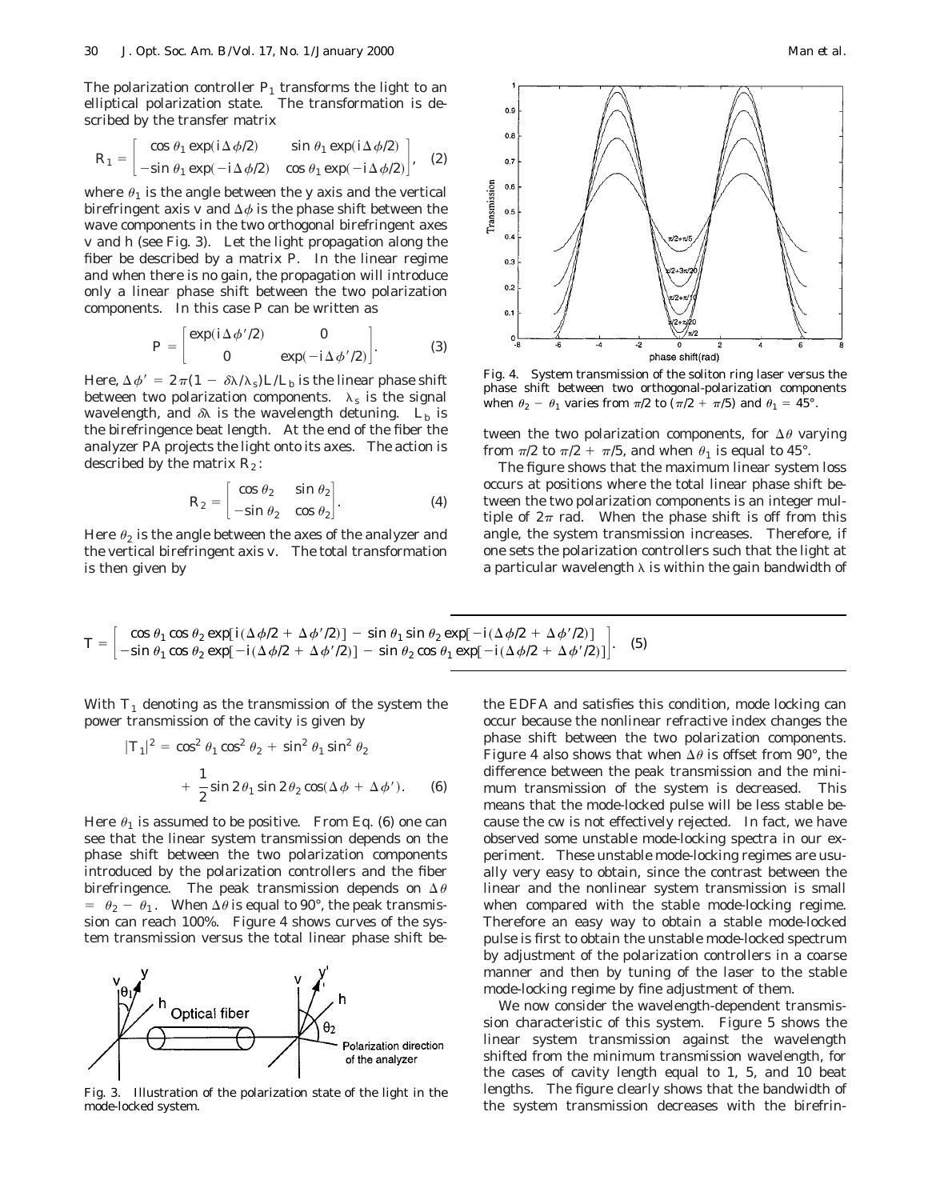The polarization controller $P_1$ transforms the light to an elliptical polarization state. The transformation is described by the transfer matrix

$$R_1 = \begin{bmatrix} \cos\theta_1 \exp(i\Delta\phi/2) & \sin\theta_1 \exp(i\Delta\phi/2) \\ -\sin\theta_1 \exp(-i\Delta\phi/2) & \cos\theta_1 \exp(-i\Delta\phi/2) \end{bmatrix}, \quad (2)$$

where $\theta_1$ is the angle between the y axis and the vertical birefringent axis v and $\Delta\phi$ is the phase shift between the wave components in the two orthogonal birefringent axes v and h (see Fig. 3). Let the light propagation along the fiber be described by a matrix P. In the linear regime and when there is no gain, the propagation will introduce only a linear phase shift between the two polarization components. In this case P can be written as

$$P = \begin{bmatrix} \exp(i\Delta\phi'/2) & 0 \\ 0 & \exp(-i\Delta\phi'/2) \end{bmatrix}. \quad (3)$$

Here, $\Delta\phi' = 2\pi(1 - \delta\lambda/\lambda_s)L/L_b$ is the linear phase shift between two polarization components. $\lambda_s$ is the signal wavelength, and $\delta\lambda$ is the wavelength detuning. $L_b$ is the birefringence beat length. At the end of the fiber the analyzer PA projects the light onto its axes. The action is described by the matrix $R_2$:

$$R_2 = \begin{bmatrix} \cos\theta_2 & \sin\theta_2 \\ -\sin\theta_2 & \cos\theta_2 \end{bmatrix}. \quad (4)$$

Here $\theta_2$ is the angle between the axes of the analyzer and the vertical birefringent axis v. The total transformation is then given by

$$T = \begin{bmatrix} \cos\theta_1 \cos\theta_2 \exp[i(\Delta\phi/2 + \Delta\phi'/2)] - \sin\theta_1 \sin\theta_2 \exp[-i(\Delta\phi/2 + \Delta\phi'/2)] \\ -\sin\theta_1 \cos\theta_2 \exp[-i(\Delta\phi/2 + \Delta\phi'/2)] - \sin\theta_2 \cos\theta_1 \exp[-i(\Delta\phi/2 + \Delta\phi'/2)] \end{bmatrix}. \quad (5)$$

With $T_1$ denoting as the transmission of the system the power transmission of the cavity is given by

$$|T_1|^2 = \cos^2\theta_1 \cos^2\theta_2 + \sin^2\theta_1 \sin^2\theta_2 + \frac{1}{2}\sin 2\theta_1 \sin 2\theta_2 \cos(\Delta\phi + \Delta\phi'). \quad (6)$$

Here $\theta_1$ is assumed to be positive. From Eq. (6) one can see that the linear system transmission depends on the phase shift between the two polarization components introduced by the polarization controllers and the fiber birefringence. The peak transmission depends on $\Delta\theta = \theta_2 - \theta_1$. When $\Delta\theta$ is equal to 90°, the peak transmission can reach 100%. Figure 4 shows curves of the system transmission versus the total linear phase shift between the two polarization components, for $\Delta\theta$ varying from $\pi/2$ to $\pi/2 + \pi/5$, and when $\theta_1$ is equal to 45°.

v
y
$\theta_1$
h
Optical fiber
v
y'
h
$\theta_2$
Polarization direction of the analyzer

Fig. 3. Illustration of the polarization state of the light in the mode-locked system.

Transmission
phase shift(rad)
π/2+π/5
π/2+3π/20
π/2+π/10
π/2+π/20
π/2

Fig. 4. System transmission of the soliton ring laser versus the phase shift between two orthogonal-polarization components when $\theta_2 - \theta_1$ varies from $\pi/2$ to $(\pi/2 + \pi/5)$ and $\theta_1 = 45°$.

The figure shows that the maximum linear system loss occurs at positions where the total linear phase shift between the two polarization components is an integer multiple of $2\pi$ rad. When the phase shift is off from this angle, the system transmission increases. Therefore, if one sets the polarization controllers such that the light at a particular wavelength $\lambda$ is within the gain bandwidth of the EDFA and satisfies this condition, mode locking can occur because the nonlinear refractive index changes the phase shift between the two polarization components. Figure 4 also shows that when $\Delta\theta$ is offset from 90°, the difference between the peak transmission and the minimum transmission of the system is decreased. This means that the mode-locked pulse will be less stable because the cw is not effectively rejected. In fact, we have observed some unstable mode-locking spectra in our experiment. These unstable mode-locking regimes are usually very easy to obtain, since the contrast between the linear and the nonlinear system transmission is small when compared with the stable mode-locking regime. Therefore an easy way to obtain a stable mode-locked pulse is first to obtain the unstable mode-locked spectrum by adjustment of the polarization controllers in a coarse manner and then by tuning of the laser to the stable mode-locking regime by fine adjustment of them.

We now consider the wavelength-dependent transmission characteristic of this system. Figure 5 shows the linear system transmission against the wavelength shifted from the minimum transmission wavelength, for the cases of cavity length equal to 1, 5, and 10 beat lengths. The figure clearly shows that the bandwidth of the system transmission decreases with the birefrin-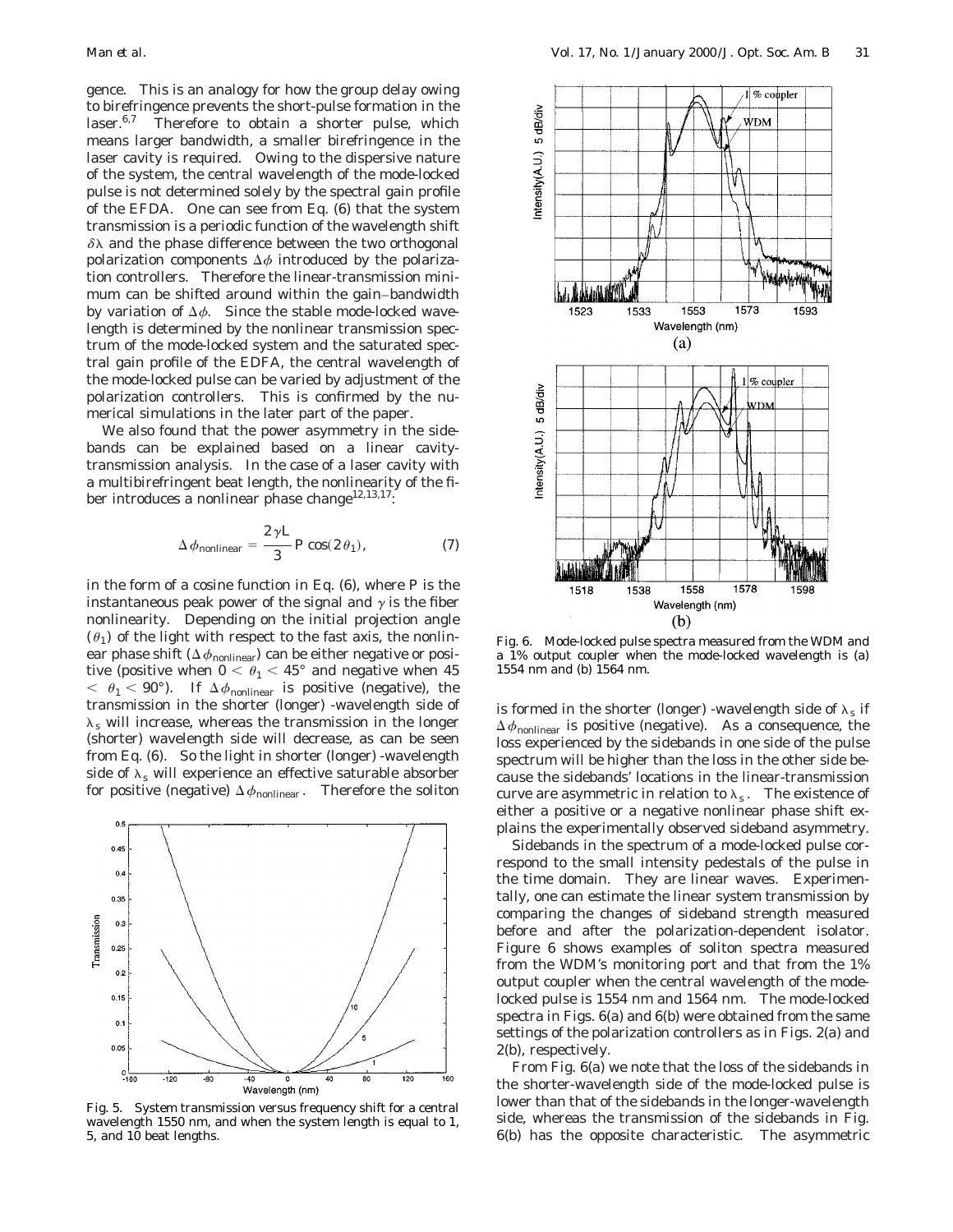gence. This is an analogy for how the group delay owing to birefringence prevents the short-pulse formation in the laser.[6,7] Therefore to obtain a shorter pulse, which means larger bandwidth, a smaller birefringence in the laser cavity is required. Owing to the dispersive nature of the system, the central wavelength of the mode-locked pulse is not determined solely by the spectral gain profile of the EFDA. One can see from Eq. (6) that the system transmission is a periodic function of the wavelength shift $\delta\lambda$ and the phase difference between the two orthogonal polarization components $\Delta\phi$ introduced by the polarization controllers. Therefore the linear-transmission minimum can be shifted around within the gain–bandwidth by variation of $\Delta\phi$. Since the stable mode-locked wavelength is determined by the nonlinear transmission spectrum of the mode-locked system and the saturated spectral gain profile of the EDFA, the central wavelength of the mode-locked pulse can be varied by adjustment of the polarization controllers. This is confirmed by the numerical simulations in the later part of the paper.

We also found that the power asymmetry in the sidebands can be explained based on a linear cavity-transmission analysis. In the case of a laser cavity with a multibirefringent beat length, the nonlinearity of the fiber introduces a nonlinear phase change[12,13,17]:

$$\Delta\phi_{\text{nonlinear}} = \frac{2\gamma L}{3} P \cos(2\theta_1), \tag{7}$$

in the form of a cosine function in Eq. (6), where $P$ is the instantaneous peak power of the signal and $\gamma$ is the fiber nonlinearity. Depending on the initial projection angle ($\theta_1$) of the light with respect to the fast axis, the nonlinear phase shift ($\Delta\phi_{\text{nonlinear}}$) can be either negative or positive (positive when $0 < \theta_1 < 45°$ and negative when $45 < \theta_1 < 90°$). If $\Delta\phi_{\text{nonlinear}}$ is positive (negative), the transmission in the shorter (longer) -wavelength side of $\lambda_s$ will increase, whereas the transmission in the longer (shorter) wavelength side will decrease, as can be seen from Eq. (6). So the light in shorter (longer) -wavelength side of $\lambda_s$ will experience an effective saturable absorber for positive (negative) $\Delta\phi_{\text{nonlinear}}$. Therefore the soliton is formed in the shorter (longer) -wavelength side of $\lambda_s$ if $\Delta\phi_{\text{nonlinear}}$ is positive (negative). As a consequence, the loss experienced by the sidebands in one side of the pulse spectrum will be higher than the loss in the other side because the sidebands' locations in the linear-transmission curve are asymmetric in relation to $\lambda_s$. The existence of either a positive or a negative nonlinear phase shift explains the experimentally observed sideband asymmetry.

Transmission
Wavelength (nm)
0.5
0.45
0.4
0.35
0.3
0.25
0.2
0.15
0.1
0.05
0
-160 -120 -80 -40 0 40 80 120 160
10
5
1

Fig. 5. System transmission versus frequency shift for a central wavelength 1550 nm, and when the system length is equal to 1, 5, and 10 beat lengths.

Intensity(A.U.) 5 dB/div
1% coupler
WDM
1523 1533 1553 1573 1593
Wavelength (nm)
(a)

Intensity(A.U.) 5 dB/div
1% coupler
WDM
1518 1538 1558 1578 1598
Wavelength (nm)
(b)

Fig. 6. Mode-locked pulse spectra measured from the WDM and a 1% output coupler when the mode-locked wavelength is (a) 1554 nm and (b) 1564 nm.

Sidebands in the spectrum of a mode-locked pulse correspond to the small intensity pedestals of the pulse in the time domain. They are linear waves. Experimentally, one can estimate the linear system transmission by comparing the changes of sideband strength measured before and after the polarization-dependent isolator. Figure 6 shows examples of soliton spectra measured from the WDM's monitoring port and that from the 1% output coupler when the central wavelength of the mode-locked pulse is 1554 nm and 1564 nm. The mode-locked spectra in Figs. 6(a) and 6(b) were obtained from the same settings of the polarization controllers as in Figs. 2(a) and 2(b), respectively.

From Fig. 6(a) we note that the loss of the sidebands in the shorter-wavelength side of the mode-locked pulse is lower than that of the sidebands in the longer-wavelength side, whereas the transmission of the sidebands in Fig. 6(b) has the opposite characteristic. The asymmetric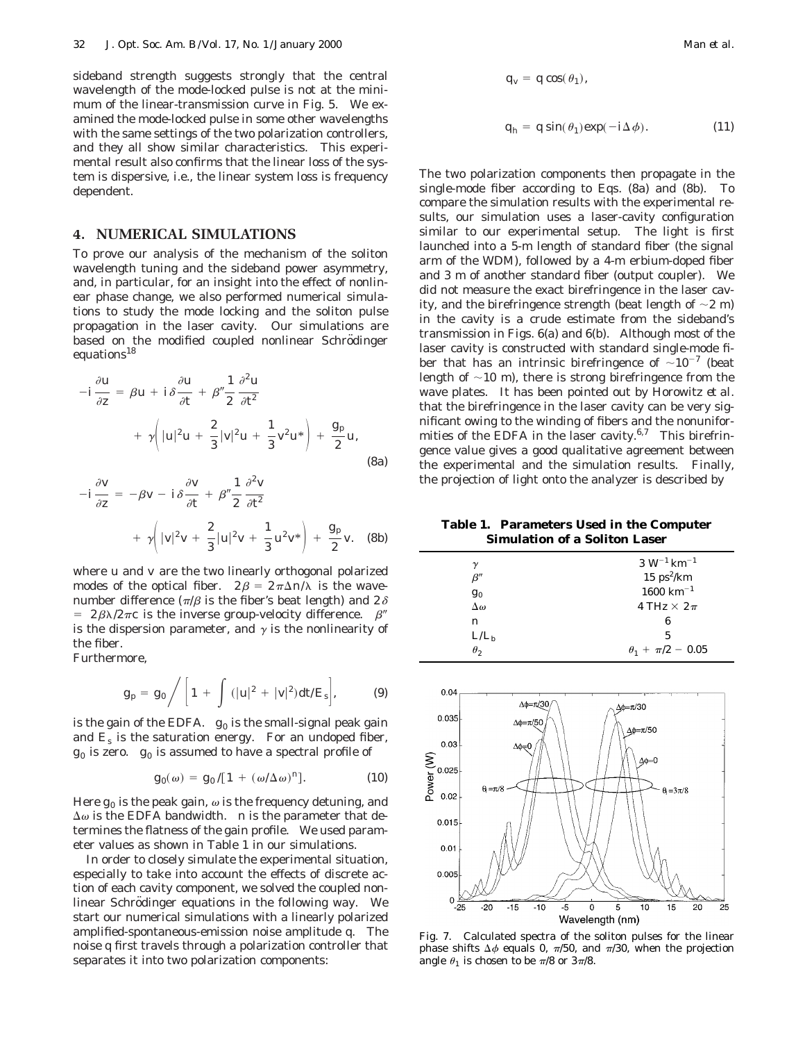sideband strength suggests strongly that the central wavelength of the mode-locked pulse is not at the minimum of the linear-transmission curve in Fig. 5. We examined the mode-locked pulse in some other wavelengths with the same settings of the two polarization controllers, and they all show similar characteristics. This experimental result also confirms that the linear loss of the system is dispersive, i.e., the linear system loss is frequency dependent.

## 4. NUMERICAL SIMULATIONS

To prove our analysis of the mechanism of the soliton wavelength tuning and the sideband power asymmetry, and, in particular, for an insight into the effect of nonlinear phase change, we also performed numerical simulations to study the mode locking and the soliton pulse propagation in the laser cavity. Our simulations are based on the modified coupled nonlinear Schrödinger equations[18]

$$-i\frac{\partial u}{\partial z} = \beta u + i\delta\frac{\partial u}{\partial t} + \beta''\frac{1}{2}\frac{\partial^2 u}{\partial t^2} + \gamma\left(|u|^2 u + \frac{2}{3}|v|^2 u + \frac{1}{3}v^2 u^*\right) + \frac{g_p}{2}u, \tag{8a}$$

$$-i\frac{\partial v}{\partial z} = -\beta v - i\delta\frac{\partial v}{\partial t} + \beta''\frac{1}{2}\frac{\partial^2 v}{\partial t^2} + \gamma\left(|v|^2 v + \frac{2}{3}|u|^2 v + \frac{1}{3}u^2 v^*\right) + \frac{g_p}{2}v. \tag{8b}$$

where $u$ and $v$ are the two linearly orthogonal polarized modes of the optical fiber. $2\beta = 2\pi\Delta n/\lambda$ is the wavenumber difference ($\pi/\beta$ is the fiber's beat length) and $2\delta = 2\beta\lambda/2\pi c$ is the inverse group-velocity difference. $\beta''$ is the dispersion parameter, and $\gamma$ is the nonlinearity of the fiber.

Furthermore,

$$g_p = g_0 \bigg/ \left[1 + \int (|u|^2 + |v|^2)\mathrm{d}t/E_s\right], \tag{9}$$

is the gain of the EDFA. $g_0$ is the small-signal peak gain and $E_s$ is the saturation energy. For an undoped fiber, $g_0$ is zero. $g_0$ is assumed to have a spectral profile of

$$g_0(\omega) = g_0/[1 + (\omega/\Delta\omega)^n]. \tag{10}$$

Here $g_0$ is the peak gain, $\omega$ is the frequency detuning, and $\Delta\omega$ is the EDFA bandwidth. $n$ is the parameter that determines the flatness of the gain profile. We used parameter values as shown in Table 1 in our simulations.

In order to closely simulate the experimental situation, especially to take into account the effects of discrete action of each cavity component, we solved the coupled nonlinear Schrödinger equations in the following way. We start our numerical simulations with a linearly polarized amplified-spontaneous-emission noise amplitude $q$. The noise $q$ first travels through a polarization controller that separates it into two polarization components:

$$q_v = q\cos(\theta_1),$$

$$q_h = q\sin(\theta_1)\exp(-i\Delta\phi). \tag{11}$$

The two polarization components then propagate in the single-mode fiber according to Eqs. (8a) and (8b). To compare the simulation results with the experimental results, our simulation uses a laser-cavity configuration similar to our experimental setup. The light is first launched into a 5-m length of standard fiber (the signal arm of the WDM), followed by a 4-m erbium-doped fiber and 3 m of another standard fiber (output coupler). We did not measure the exact birefringence in the laser cavity, and the birefringence strength (beat length of ~2 m) in the cavity is a crude estimate from the sideband's transmission in Figs. 6(a) and 6(b). Although most of the laser cavity is constructed with standard single-mode fiber that has an intrinsic birefringence of $\sim 10^{-7}$ (beat length of ~10 m), there is strong birefringence from the wave plates. It has been pointed out by Horowitz *et al.* that the birefringence in the laser cavity can be very significant owing to the winding of fibers and the nonuniformities of the EDFA in the laser cavity.[6,7] This birefringence value gives a good qualitative agreement between the experimental and the simulation results. Finally, the projection of light onto the analyzer is described by

**Table 1. Parameters Used in the Computer Simulation of a Soliton Laser**

| | |
|---|---|
| $\gamma$ | $3\ \mathrm{W}^{-1}\,\mathrm{km}^{-1}$ |
| $\beta''$ | $15\ \mathrm{ps}^2/\mathrm{km}$ |
| $g_0$ | $1600\ \mathrm{km}^{-1}$ |
| $\Delta\omega$ | $4\ \mathrm{THz} \times 2\pi$ |
| $n$ | 6 |
| $L/L_b$ | 5 |
| $\theta_2$ | $\theta_1 + \pi/2 - 0.05$ |

Power (W)
0.04
0.035
0.03
0.025
0.02
0.015
0.01
0.005
0
Wavelength (nm)
-25 -20 -15 -10 -5 0 5 10 15 20 25
Δϕ=π/30
Δϕ=π/50
Δϕ=0
θ1=π/8
θ1=3π/8

Fig. 7. Calculated spectra of the soliton pulses for the linear phase shifts $\Delta\phi$ equals 0, $\pi/50$, and $\pi/30$, when the projection angle $\theta_1$ is chosen to be $\pi/8$ or $3\pi/8$.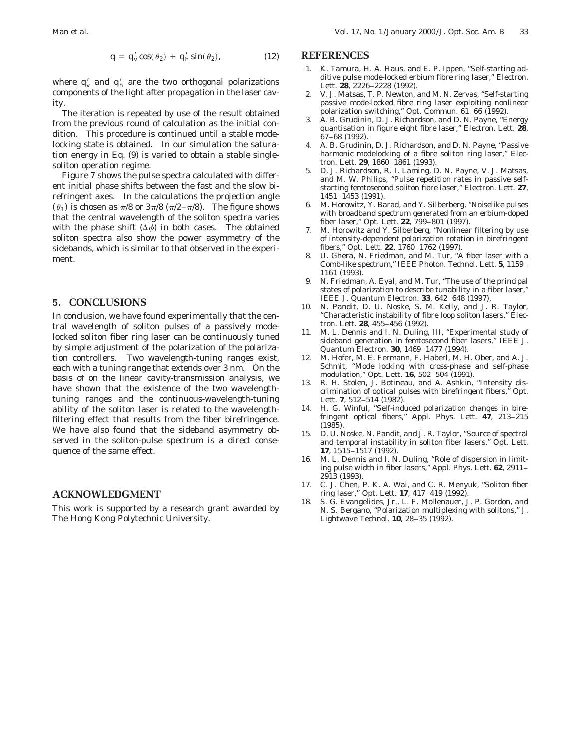$$q = q_v' \cos(\theta_2) + q_h' \sin(\theta_2), \tag{12}$$

where $q_v'$ and $q_h'$ are the two orthogonal polarizations components of the light after propagation in the laser cavity.

The iteration is repeated by use of the result obtained from the previous round of calculation as the initial condition. This procedure is continued until a stable mode-locking state is obtained. In our simulation the saturation energy in Eq. (9) is varied to obtain a stable single-soliton operation regime.

Figure 7 shows the pulse spectra calculated with different initial phase shifts between the fast and the slow birefringent axes. In the calculations the projection angle ($\theta_1$) is chosen as $\pi/8$ or $3\pi/8$ ($\pi/2-\pi/8$). The figure shows that the central wavelength of the soliton spectra varies with the phase shift ($\Delta\phi$) in both cases. The obtained soliton spectra also show the power asymmetry of the sidebands, which is similar to that observed in the experiment.

## 5. CONCLUSIONS

In conclusion, we have found experimentally that the central wavelength of soliton pulses of a passively mode-locked soliton fiber ring laser can be continuously tuned by simple adjustment of the polarization of the polarization controllers. Two wavelength-tuning ranges exist, each with a tuning range that extends over 3 nm. On the basis of on the linear cavity-transmission analysis, we have shown that the existence of the two wavelength-tuning ranges and the continuous-wavelength-tuning ability of the soliton laser is related to the wavelength-filtering effect that results from the fiber birefringence. We have also found that the sideband asymmetry observed in the soliton-pulse spectrum is a direct consequence of the same effect.

## ACKNOWLEDGMENT

This work is supported by a research grant awarded by The Hong Kong Polytechnic University.

## REFERENCES

1. K. Tamura, H. A. Haus, and E. P. Ippen, "Self-starting additive pulse mode-locked erbium fibre ring laser," Electron. Lett. **28**, 2226–2228 (1992).
2. V. J. Matsas, T. P. Newton, and M. N. Zervas, "Self-starting passive mode-locked fibre ring laser exploiting nonlinear polarization switching," Opt. Commun. 61–66 (1992).
3. A. B. Grudinin, D. J. Richardson, and D. N. Payne, "Energy quantisation in figure eight fibre laser," Electron. Lett. **28**, 67–68 (1992).
4. A. B. Grudinin, D. J. Richardson, and D. N. Payne, "Passive harmonic modelocking of a fibre soliton ring laser," Electron. Lett. **29**, 1860–1861 (1993).
5. D. J. Richardson, R. I. Laming, D. N. Payne, V. J. Matsas, and M. W. Philips, "Pulse repetition rates in passive self-starting femtosecond soliton fibre laser," Electron. Lett. **27**, 1451–1453 (1991).
6. M. Horowitz, Y. Barad, and Y. Silberberg, "Noiselike pulses with broadband spectrum generated from an erbium-doped fiber laser," Opt. Lett. **22**, 799–801 (1997).
7. M. Horowitz and Y. Silberberg, "Nonlinear filtering by use of intensity-dependent polarization rotation in birefringent fibers," Opt. Lett. **22**, 1760–1762 (1997).
8. U. Ghera, N. Friedman, and M. Tur, "A fiber laser with a Comb-like spectrum," IEEE Photon. Technol. Lett. **5**, 1159–1161 (1993).
9. N. Friedman, A. Eyal, and M. Tur, "The use of the principal states of polarization to describe tunability in a fiber laser," IEEE J. Quantum Electron. **33**, 642–648 (1997).
10. N. Pandit, D. U. Noske, S. M. Kelly, and J. R. Taylor, "Characteristic instability of fibre loop soliton lasers," Electron. Lett. **28**, 455–456 (1992).
11. M. L. Dennis and I. N. Duling, III, "Experimental study of sideband generation in femtosecond fiber lasers," IEEE J. Quantum Electron. **30**, 1469–1477 (1994).
12. M. Hofer, M. E. Fermann, F. Haberl, M. H. Ober, and A. J. Schmit, "Mode locking with cross-phase and self-phase modulation," Opt. Lett. **16**, 502–504 (1991).
13. R. H. Stolen, J. Botineau, and A. Ashkin, "Intensity discrimination of optical pulses with birefringent fibers," Opt. Lett. **7**, 512–514 (1982).
14. H. G. Winful, "Self-induced polarization changes in birefringent optical fibers," Appl. Phys. Lett. **47**, 213–215 (1985).
15. D. U. Noske, N. Pandit, and J. R. Taylor, "Source of spectral and temporal instability in soliton fiber lasers," Opt. Lett. **17**, 1515–1517 (1992).
16. M. L. Dennis and I. N. Duling, "Role of dispersion in limiting pulse width in fiber lasers," Appl. Phys. Lett. **62**, 2911–2913 (1993).
17. C. J. Chen, P. K. A. Wai, and C. R. Menyuk, "Soliton fiber ring laser," Opt. Lett. **17**, 417–419 (1992).
18. S. G. Evangelides, Jr., L. F. Mollenauer, J. P. Gordon, and N. S. Bergano, "Polarization multiplexing with solitons," J. Lightwave Technol. **10**, 28–35 (1992).